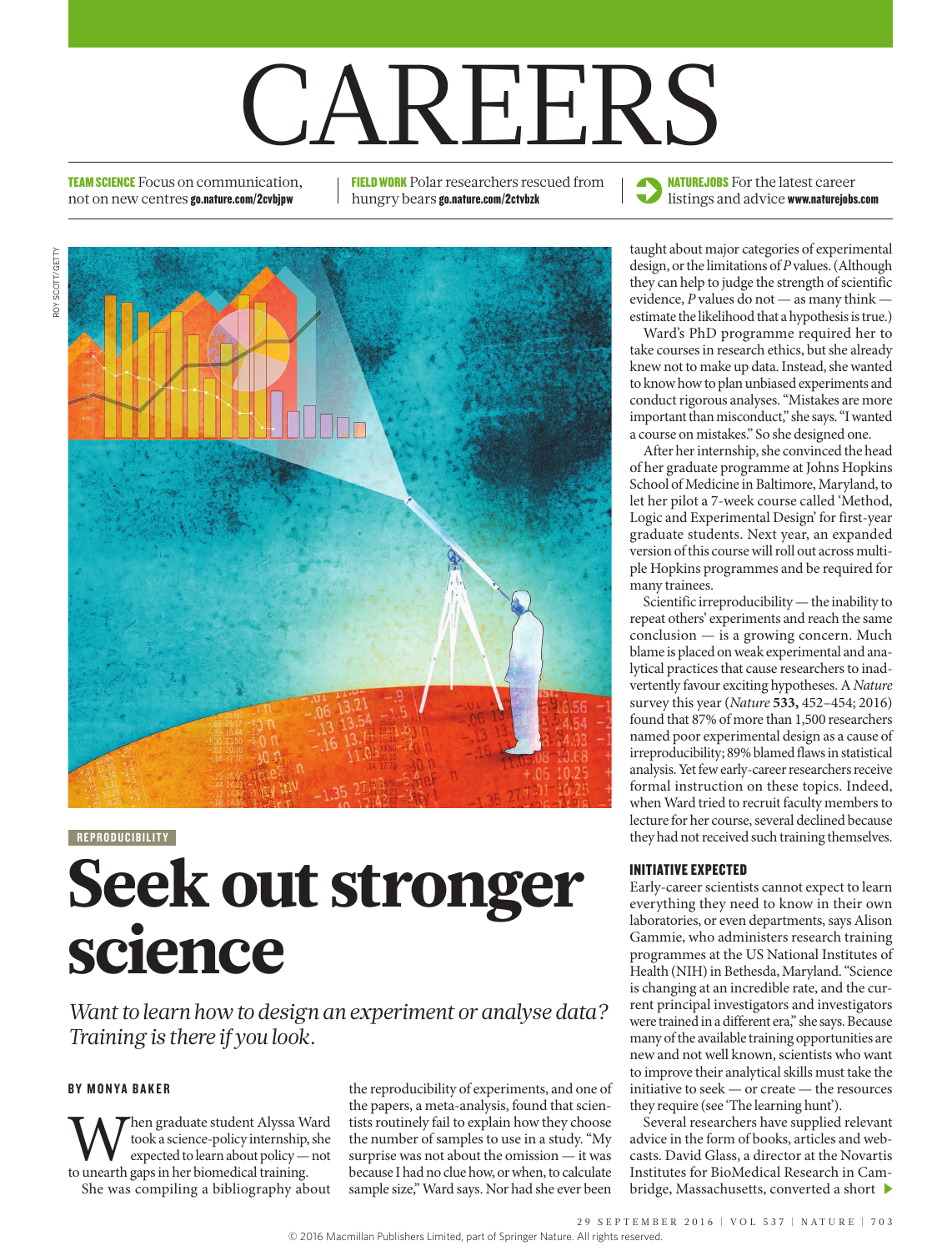# CAREERS

**TEAM SCIENCE** Focus on communication, not on new centres go.nature.com/2cvbjpw

**FIELD WORK** Polar researchers rescued from hungry bears go.nature.com/2ctvbzk

**NATUREJOBS** For the latest career listings and advice www.naturejobs.com

ROY SCOTT/GETTY

REPRODUCIBILITY

# Seek out stronger science

*Want to learn how to design an experiment or analyse data? Training is there if you look.*

**BY MONYA BAKER**

When graduate student Alyssa Ward took a science-policy internship, she expected to learn about policy — not to unearth gaps in her biomedical training.

She was compiling a bibliography about the reproducibility of experiments, and one of the papers, a meta-analysis, found that scientists routinely fail to explain how they choose the number of samples to use in a study. "My surprise was not about the omission — it was because I had no clue how, or when, to calculate sample size," Ward says. Nor had she ever been taught about major categories of experimental design, or the limitations of *P* values. (Although they can help to judge the strength of scientific evidence, *P* values do not — as many think — estimate the likelihood that a hypothesis is true.)

Ward's PhD programme required her to take courses in research ethics, but she already knew not to make up data. Instead, she wanted to know how to plan unbiased experiments and conduct rigorous analyses. "Mistakes are more important than misconduct," she says. "I wanted a course on mistakes." So she designed one.

After her internship, she convinced the head of her graduate programme at Johns Hopkins School of Medicine in Baltimore, Maryland, to let her pilot a 7-week course called 'Method, Logic and Experimental Design' for first-year graduate students. Next year, an expanded version of this course will roll out across multiple Hopkins programmes and be required for many trainees.

Scientific irreproducibility — the inability to repeat others' experiments and reach the same conclusion — is a growing concern. Much blame is placed on weak experimental and analytical practices that cause researchers to inadvertently favour exciting hypotheses. A *Nature* survey this year (*Nature* **533,** 452–454; 2016) found that 87% of more than 1,500 researchers named poor experimental design as a cause of irreproducibility; 89% blamed flaws in statistical analysis. Yet few early-career researchers receive formal instruction on these topics. Indeed, when Ward tried to recruit faculty members to lecture for her course, several declined because they had not received such training themselves.

## INITIATIVE EXPECTED

Early-career scientists cannot expect to learn everything they need to know in their own laboratories, or even departments, says Alison Gammie, who administers research training programmes at the US National Institutes of Health (NIH) in Bethesda, Maryland. "Science is changing at an incredible rate, and the current principal investigators and investigators were trained in a different era," she says. Because many of the available training opportunities are new and not well known, scientists who want to improve their analytical skills must take the initiative to seek — or create — the resources they require (see 'The learning hunt').

Several researchers have supplied relevant advice in the form of books, articles and webcasts. David Glass, a director at the Novartis Institutes for BioMedical Research in Cambridge, Massachusetts, converted a short ▶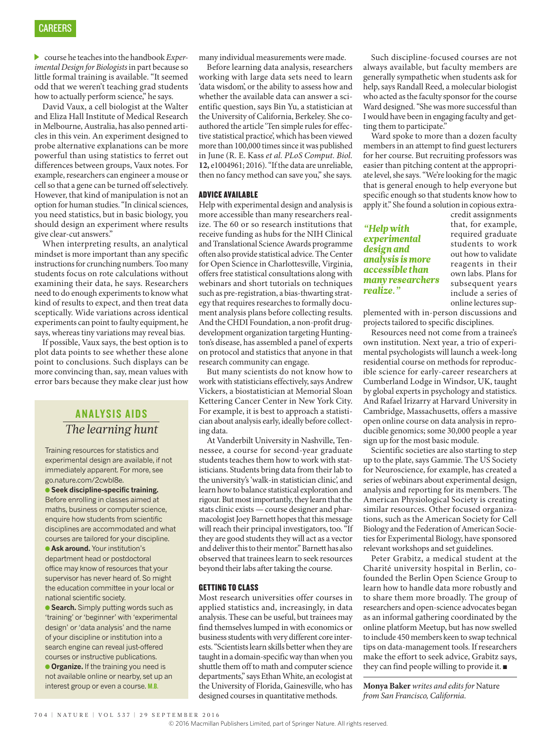course he teaches into the handbook *Experimental Design for Biologists* in part because so little formal training is available. "It seemed odd that we weren't teaching grad students how to actually perform science," he says.

David Vaux, a cell biologist at the Walter and Eliza Hall Institute of Medical Research in Melbourne, Australia, has also penned articles in this vein. An experiment designed to probe alternative explanations can be more powerful than using statistics to ferret out differences between groups, Vaux notes. For example, researchers can engineer a mouse or cell so that a gene can be turned off selectively. However, that kind of manipulation is not an option for human studies. "In clinical sciences, you need statistics, but in basic biology, you should design an experiment where results give clear-cut answers."

When interpreting results, an analytical mindset is more important than any specific instructions for crunching numbers. Too many students focus on rote calculations without examining their data, he says. Researchers need to do enough experiments to know what kind of results to expect, and then treat data sceptically. Wide variations across identical experiments can point to faulty equipment, he says, whereas tiny variations may reveal bias.

If possible, Vaux says, the best option is to plot data points to see whether these alone point to conclusions. Such displays can be more convincing than, say, mean values with error bars because they make clear just how many individual measurements were made.

Before learning data analysis, researchers working with large data sets need to learn 'data wisdom', or the ability to assess how and whether the available data can answer a scientific question, says Bin Yu, a statistician at the University of California, Berkeley. She co-authored the article 'Ten simple rules for effective statistical practice', which has been viewed more than 100,000 times since it was published in June (R. E. Kass *et al. PLoS Comput. Biol.* **12,** e1004961; 2016). "If the data are unreliable, then no fancy method can save you," she says.

### ADVICE AVAILABLE

Help with experimental design and analysis is more accessible than many researchers realize. The 60 or so research institutions that receive funding as hubs for the NIH Clinical and Translational Science Awards programme often also provide statistical advice. The Center for Open Science in Charlottesville, Virginia, offers free statistical consultations along with webinars and short tutorials on techniques such as pre-registration, a bias-thwarting strategy that requires researches to formally document analysis plans before collecting results. And the CHDI Foundation, a non-profit drug-development organization targeting Huntington's disease, has assembled a panel of experts on protocol and statistics that anyone in that research community can engage.

But many scientists do not know how to work with statisticians effectively, says Andrew Vickers, a biostatistician at Memorial Sloan Kettering Cancer Center in New York City. For example, it is best to approach a statistician about analysis early, ideally before collecting data.

At Vanderbilt University in Nashville, Tennessee, a course for second-year graduate students teaches them how to work with statisticians. Students bring data from their lab to the university's 'walk-in statistician clinic', and learn how to balance statistical exploration and rigour. But most importantly, they learn that the stats clinic exists — course designer and pharmacologist Joey Barnett hopes that this message will reach their principal investigators, too. "If they are good students they will act as a vector and deliver this to their mentor." Barnett has also observed that trainees learn to seek resources beyond their labs after taking the course.

### GETTING TO CLASS

Most research universities offer courses in applied statistics and, increasingly, in data analysis. These can be useful, but trainees may find themselves lumped in with economics or business students with very different core interests. "Scientists learn skills better when they are taught in a domain-specific way than when you shuttle them off to math and computer science departments," says Ethan White, an ecologist at the University of Florida, Gainesville, who has designed courses in quantitative methods.

Such discipline-focused courses are not always available, but faculty members are generally sympathetic when students ask for help, says Randall Reed, a molecular biologist who acted as the faculty sponsor for the course Ward designed. "She was more successful than I would have been in engaging faculty and getting them to participate."

Ward spoke to more than a dozen faculty members in an attempt to find guest lecturers for her course. But recruiting professors was easier than pitching content at the appropriate level, she says. "We're looking for the magic that is general enough to help everyone but specific enough so that students know how to apply it." She found a solution in copious extra-credit assignments that, for example, required graduate students to work out how to validate reagents in their own labs. Plans for subsequent years include a series of online lectures supplemented with in-person discussions and projects tailored to specific disciplines.

> *"Help with experimental design and analysis is more accessible than many researchers realize."*

Resources need not come from a trainee's own institution. Next year, a trio of experimental psychologists will launch a week-long residential course on methods for reproducible science for early-career researchers at Cumberland Lodge in Windsor, UK, taught by global experts in psychology and statistics. And Rafael Irizarry at Harvard University in Cambridge, Massachusetts, offers a massive open online course on data analysis in reproducible genomics; some 30,000 people a year sign up for the most basic module.

Scientific societies are also starting to step up to the plate, says Gammie. The US Society for Neuroscience, for example, has created a series of webinars about experimental design, analysis and reporting for its members. The American Physiological Society is creating similar resources. Other focused organizations, such as the American Society for Cell Biology and the Federation of American Societies for Experimental Biology, have sponsored relevant workshops and set guidelines.

Peter Grabitz, a medical student at the Charité university hospital in Berlin, co-founded the Berlin Open Science Group to learn how to handle data more robustly and to share them more broadly. The group of researchers and open-science advocates began as an informal gathering coordinated by the online platform Meetup, but has now swelled to include 450 members keen to swap technical tips on data-management tools. If researchers make the effort to seek advice, Grabitz says, they can find people willing to provide it. ■

**Monya Baker** *writes and edits for* Nature *from San Francisco, California.*

---

## ANALYSIS AIDS

### *The learning hunt*

Training resources for statistics and experimental design are available, if not immediately apparent. For more, see go.nature.com/2cwbl8e.

- **Seek discipline-specific training.** Before enrolling in classes aimed at maths, business or computer science, enquire how students from scientific disciplines are accommodated and what courses are tailored for your discipline.
- **Ask around.** Your institution's department head or postdoctoral office may know of resources that your supervisor has never heard of. So might the education committee in your local or national scientific society.
- **Search.** Simply putting words such as 'training' or 'beginner' with 'experimental design' or 'data analysis' and the name of your discipline or institution into a search engine can reveal just-offered courses or instructive publications.
- **Organize.** If the training you need is not available online or nearby, set up an interest group or even a course. **M.B.**